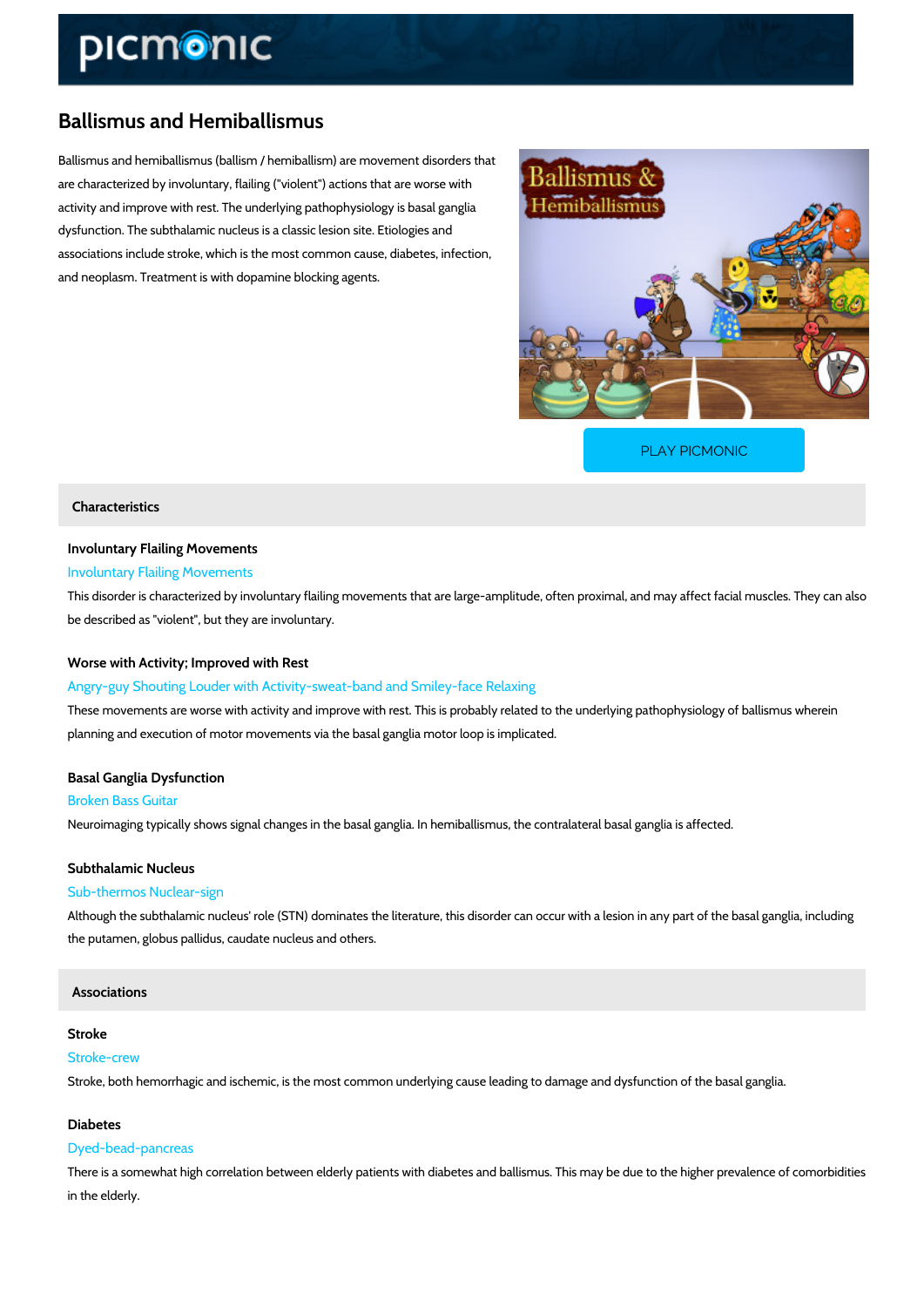# Ballismus and Hemiballismus

Ballismus and hemiballismus (ballism / hemiballism) are movement disorders that are characterized by involuntary, flailing ("violent") actions that are worse with activity and improve with rest. The underlying pathophysiology is basal ganglia dysfunction. The subthalamic nucleus is a classic lesion site. Etiologies and associations include stroke, which is the most common cause, diabetes, infection, and neoplasm. Treatment is with dopamine blocking agents.

PLAY PICMONIC

## Characteristics

### Involuntary Flailing Movements

Involuntary Flailing Movements

This disorder is characterized by involuntary flailing movements that are large-amplitude, often proximal, and may affect facial muscles. They can also be described as "violent", but they are involuntary.

### Worse with Activity; Improved with Rest

Angry-guy Shouting Louder with Activity-sweat-band and Smiley-face Relaxing

These movements are worse with activity and improve with rest. This is probably related to the underlying pathophysiology of ballismus wherein planning and execution of motor movements via the basal ganglia motor loop is implicated.

### Basal Ganglia Dysfunction

Broken Bass Guitar

Neuroimaging typically shows signal changes in the basal ganglia. In hemiballismus, the contralateral basal ganglia is affected.

### Subthalamic Nucleus

Sub-thermos Nuclear-sign

Although the subthalamic nucleus' role (STN) dominates the literature, this disorder can occur with a lesion in any part of the basal ganglia, including the putamen, globus pallidus, caudate nucleus and others.

## Associations

### Stroke

Stroke-crew

Stroke, both hemorrhagic and ischemic, is the most common underlying cause leading to damage and dysfunction of the basal ganglia.

### Diabetes

Dyed-bead-pancreas

There is a somewhat high correlation between elderly patients with diabetes and ballismus. This may be due to the higher prevalence of comorbidities in the elderly.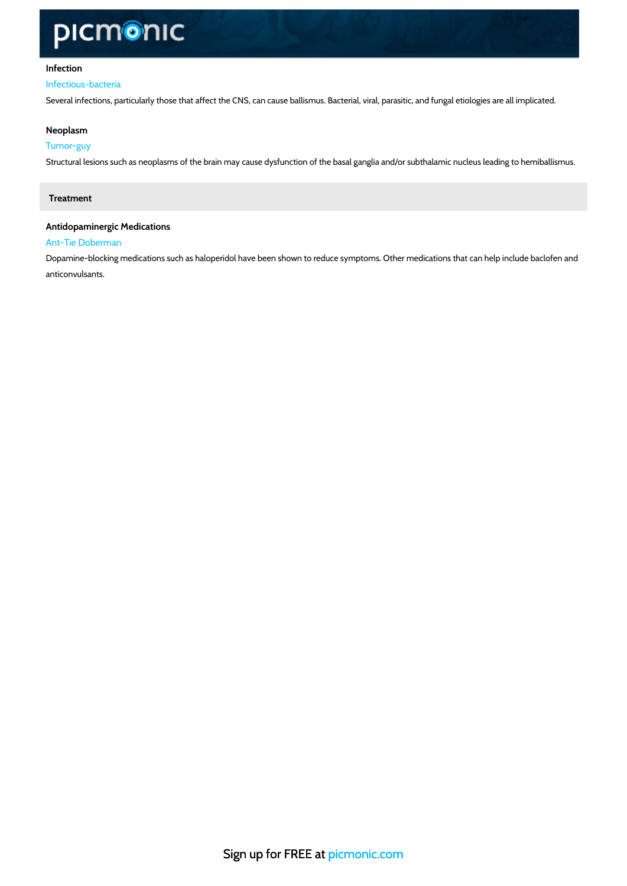### Infection

Infectious-bacteria

Several infections, particularly those that affect the CNS, can cause ballismus. Bacterial, viral, parasitic, and fungal etiologies are all implicated.

### Neoplasm

Tumor-guy

Structural lesions such as neoplasms of the brain may cause dysfunction of the basal ganglia and/or subthalamic nucleus leading to hemiballismus.

## Treatment

### Antidopaminergic Medications

Ant-Tie Doberman

Dopamine-blocking medications such as haloperidol have been shown to reduce symptoms. Other medications that can help include baclofen and anticonvulsants.